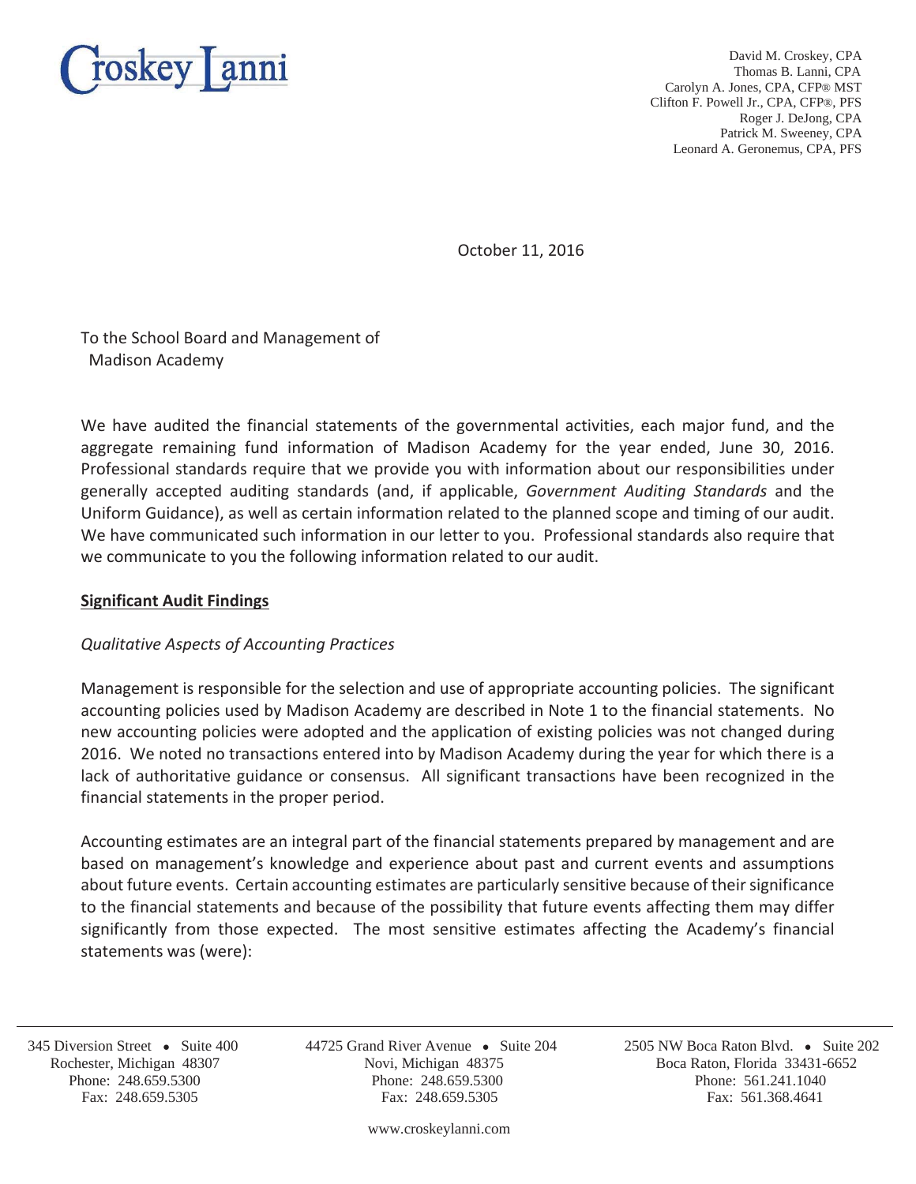Croskey Lanni

David M. Croskey, CPA
Thomas B. Lanni, CPA
Carolyn A. Jones, CPA, CFP® MST
Clifton F. Powell Jr., CPA, CFP®, PFS
Roger J. DeJong, CPA
Patrick M. Sweeney, CPA
Leonard A. Geronemus, CPA, PFS

October 11, 2016

To the School Board and Management of
Madison Academy

We have audited the financial statements of the governmental activities, each major fund, and the aggregate remaining fund information of Madison Academy for the year ended, June 30, 2016. Professional standards require that we provide you with information about our responsibilities under generally accepted auditing standards (and, if applicable, *Government Auditing Standards* and the Uniform Guidance), as well as certain information related to the planned scope and timing of our audit. We have communicated such information in our letter to you. Professional standards also require that we communicate to you the following information related to our audit.

**Significant Audit Findings**

*Qualitative Aspects of Accounting Practices*

Management is responsible for the selection and use of appropriate accounting policies. The significant accounting policies used by Madison Academy are described in Note 1 to the financial statements. No new accounting policies were adopted and the application of existing policies was not changed during 2016. We noted no transactions entered into by Madison Academy during the year for which there is a lack of authoritative guidance or consensus. All significant transactions have been recognized in the financial statements in the proper period.

Accounting estimates are an integral part of the financial statements prepared by management and are based on management's knowledge and experience about past and current events and assumptions about future events. Certain accounting estimates are particularly sensitive because of their significance to the financial statements and because of the possibility that future events affecting them may differ significantly from those expected. The most sensitive estimates affecting the Academy's financial statements was (were):

345 Diversion Street • Suite 400
Rochester, Michigan 48307
Phone: 248.659.5300
Fax: 248.659.5305

44725 Grand River Avenue • Suite 204
Novi, Michigan 48375
Phone: 248.659.5300
Fax: 248.659.5305

2505 NW Boca Raton Blvd. • Suite 202
Boca Raton, Florida 33431-6652
Phone: 561.241.1040
Fax: 561.368.4641

www.croskeylanni.com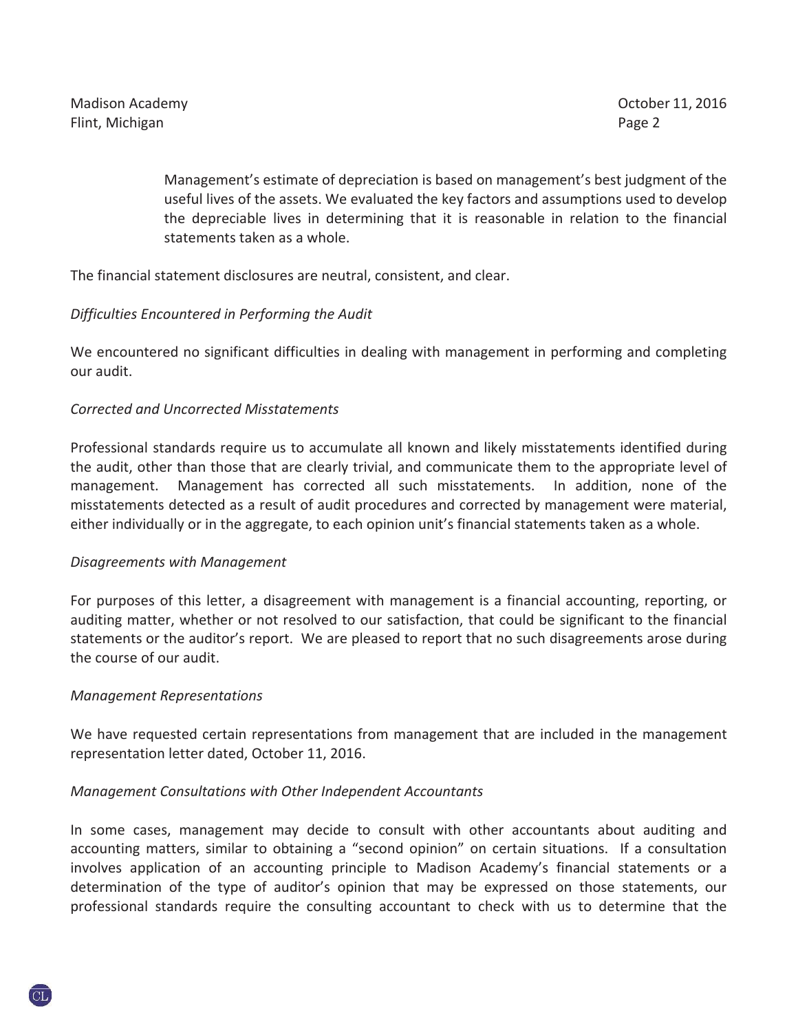Management's estimate of depreciation is based on management's best judgment of the useful lives of the assets. We evaluated the key factors and assumptions used to develop the depreciable lives in determining that it is reasonable in relation to the financial statements taken as a whole.

The financial statement disclosures are neutral, consistent, and clear.

*Difficulties Encountered in Performing the Audit*

We encountered no significant difficulties in dealing with management in performing and completing our audit.

*Corrected and Uncorrected Misstatements*

Professional standards require us to accumulate all known and likely misstatements identified during the audit, other than those that are clearly trivial, and communicate them to the appropriate level of management. Management has corrected all such misstatements. In addition, none of the misstatements detected as a result of audit procedures and corrected by management were material, either individually or in the aggregate, to each opinion unit's financial statements taken as a whole.

*Disagreements with Management*

For purposes of this letter, a disagreement with management is a financial accounting, reporting, or auditing matter, whether or not resolved to our satisfaction, that could be significant to the financial statements or the auditor's report. We are pleased to report that no such disagreements arose during the course of our audit.

*Management Representations*

We have requested certain representations from management that are included in the management representation letter dated, October 11, 2016.

*Management Consultations with Other Independent Accountants*

In some cases, management may decide to consult with other accountants about auditing and accounting matters, similar to obtaining a "second opinion" on certain situations. If a consultation involves application of an accounting principle to Madison Academy's financial statements or a determination of the type of auditor's opinion that may be expressed on those statements, our professional standards require the consulting accountant to check with us to determine that the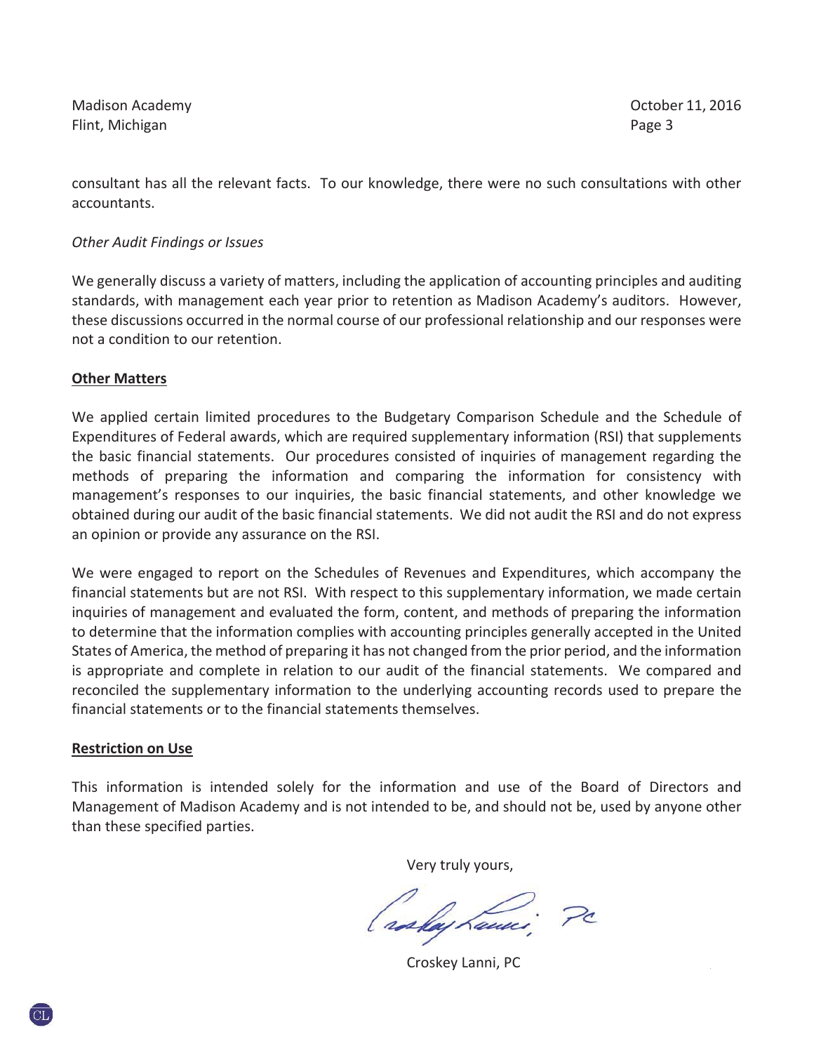consultant has all the relevant facts. To our knowledge, there were no such consultations with other accountants.

*Other Audit Findings or Issues*

We generally discuss a variety of matters, including the application of accounting principles and auditing standards, with management each year prior to retention as Madison Academy's auditors. However, these discussions occurred in the normal course of our professional relationship and our responses were not a condition to our retention.

**Other Matters**

We applied certain limited procedures to the Budgetary Comparison Schedule and the Schedule of Expenditures of Federal awards, which are required supplementary information (RSI) that supplements the basic financial statements. Our procedures consisted of inquiries of management regarding the methods of preparing the information and comparing the information for consistency with management's responses to our inquiries, the basic financial statements, and other knowledge we obtained during our audit of the basic financial statements. We did not audit the RSI and do not express an opinion or provide any assurance on the RSI.

We were engaged to report on the Schedules of Revenues and Expenditures, which accompany the financial statements but are not RSI. With respect to this supplementary information, we made certain inquiries of management and evaluated the form, content, and methods of preparing the information to determine that the information complies with accounting principles generally accepted in the United States of America, the method of preparing it has not changed from the prior period, and the information is appropriate and complete in relation to our audit of the financial statements. We compared and reconciled the supplementary information to the underlying accounting records used to prepare the financial statements or to the financial statements themselves.

**Restriction on Use**

This information is intended solely for the information and use of the Board of Directors and Management of Madison Academy and is not intended to be, and should not be, used by anyone other than these specified parties.

Very truly yours,

Croskey Lanni, PC

Croskey Lanni, PC